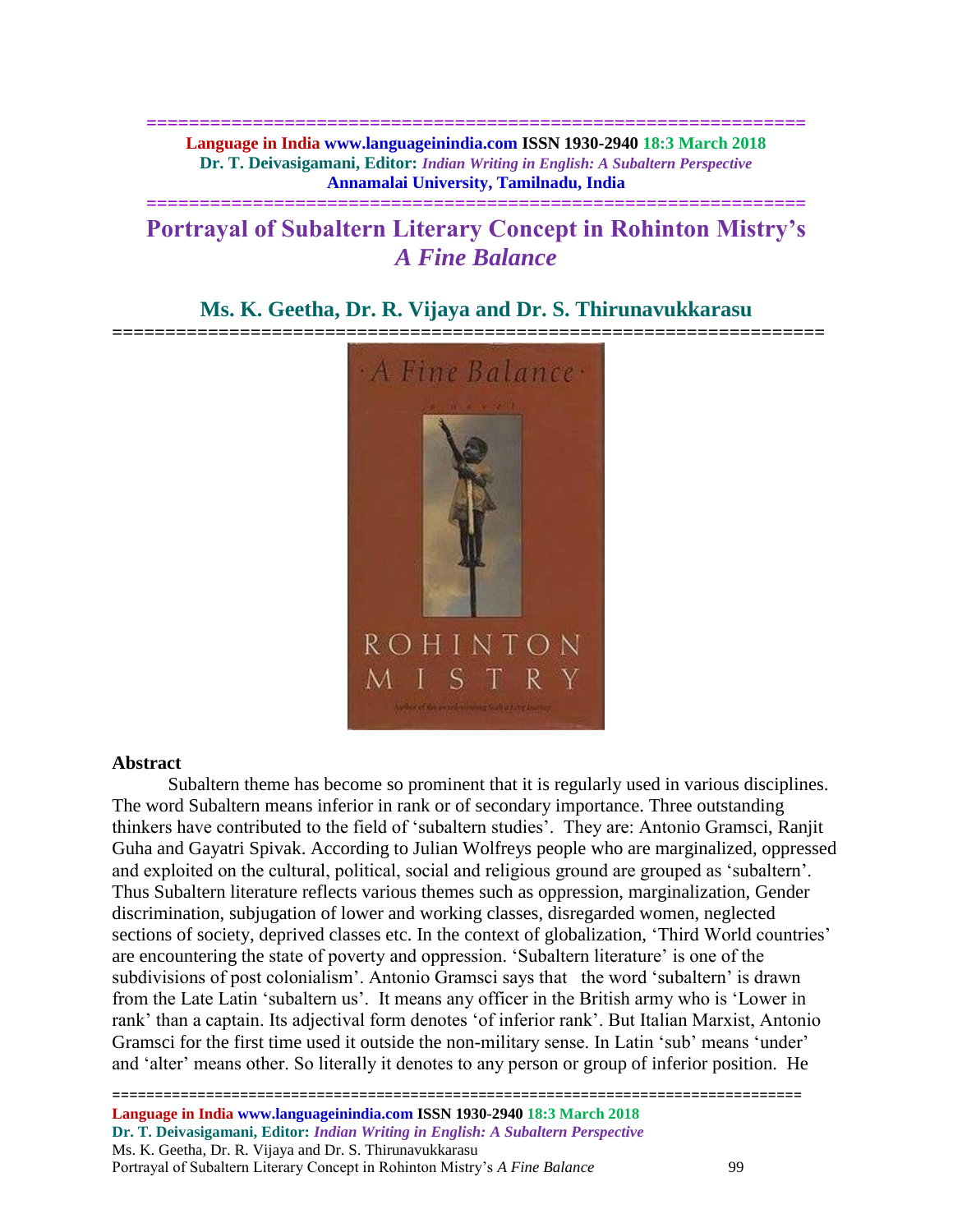# Portrayal of Subaltern Literary Concept in Rohinton Mistry's *A Fine Balance*

## Ms. K. Geetha, Dr. R. Vijaya and Dr. S. Thirunavukkarasu

### Abstract

Subaltern theme has become so prominent that it is regularly used in various disciplines. The word Subaltern means inferior in rank or of secondary importance. Three outstanding thinkers have contributed to the field of 'subaltern studies'. They are: Antonio Gramsci, Ranjit Guha and Gayatri Spivak. According to Julian Wolfreys people who are marginalized, oppressed and exploited on the cultural, political, social and religious ground are grouped as 'subaltern'. Thus Subaltern literature reflects various themes such as oppression, marginalization, Gender discrimination, subjugation of lower and working classes, disregarded women, neglected sections of society, deprived classes etc. In the context of globalization, 'Third World countries' are encountering the state of poverty and oppression. 'Subaltern literature' is one of the subdivisions of post colonialism'. Antonio Gramsci says that the word 'subaltern' is drawn from the Late Latin 'subaltern us'. It means any officer in the British army who is 'Lower in rank' than a captain. Its adjectival form denotes 'of inferior rank'. But Italian Marxist, Antonio Gramsci for the first time used it outside the non-military sense. In Latin 'sub' means 'under' and 'alter' means other. So literally it denotes to any person or group of inferior position. He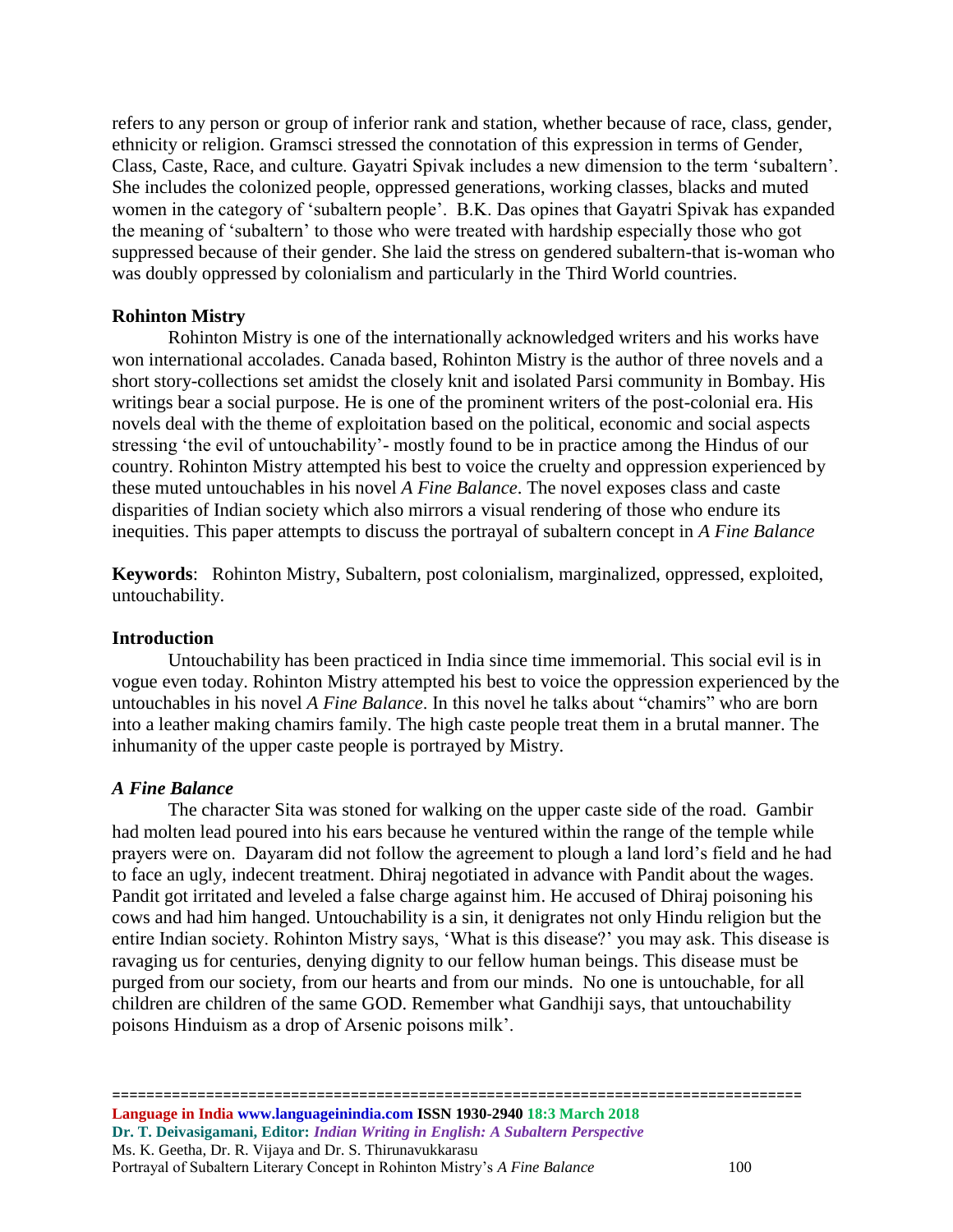refers to any person or group of inferior rank and station, whether because of race, class, gender, ethnicity or religion. Gramsci stressed the connotation of this expression in terms of Gender, Class, Caste, Race, and culture. Gayatri Spivak includes a new dimension to the term 'subaltern'. She includes the colonized people, oppressed generations, working classes, blacks and muted women in the category of 'subaltern people'. B.K. Das opines that Gayatri Spivak has expanded the meaning of 'subaltern' to those who were treated with hardship especially those who got suppressed because of their gender. She laid the stress on gendered subaltern-that is-woman who was doubly oppressed by colonialism and particularly in the Third World countries.

**Rohinton Mistry**

Rohinton Mistry is one of the internationally acknowledged writers and his works have won international accolades. Canada based, Rohinton Mistry is the author of three novels and a short story-collections set amidst the closely knit and isolated Parsi community in Bombay. His writings bear a social purpose. He is one of the prominent writers of the post-colonial era. His novels deal with the theme of exploitation based on the political, economic and social aspects stressing 'the evil of untouchability'- mostly found to be in practice among the Hindus of our country. Rohinton Mistry attempted his best to voice the cruelty and oppression experienced by these muted untouchables in his novel *A Fine Balance*. The novel exposes class and caste disparities of Indian society which also mirrors a visual rendering of those who endure its inequities. This paper attempts to discuss the portrayal of subaltern concept in *A Fine Balance*

**Keywords**: Rohinton Mistry, Subaltern, post colonialism, marginalized, oppressed, exploited, untouchability.

**Introduction**

Untouchability has been practiced in India since time immemorial. This social evil is in vogue even today. Rohinton Mistry attempted his best to voice the oppression experienced by the untouchables in his novel *A Fine Balance*. In this novel he talks about "chamirs" who are born into a leather making chamirs family. The high caste people treat them in a brutal manner. The inhumanity of the upper caste people is portrayed by Mistry.

***A Fine Balance***

The character Sita was stoned for walking on the upper caste side of the road. Gambir had molten lead poured into his ears because he ventured within the range of the temple while prayers were on. Dayaram did not follow the agreement to plough a land lord's field and he had to face an ugly, indecent treatment. Dhiraj negotiated in advance with Pandit about the wages. Pandit got irritated and leveled a false charge against him. He accused of Dhiraj poisoning his cows and had him hanged. Untouchability is a sin, it denigrates not only Hindu religion but the entire Indian society. Rohinton Mistry says, 'What is this disease?' you may ask. This disease is ravaging us for centuries, denying dignity to our fellow human beings. This disease must be purged from our society, from our hearts and from our minds. No one is untouchable, for all children are children of the same GOD. Remember what Gandhiji says, that untouchability poisons Hinduism as a drop of Arsenic poisons milk'.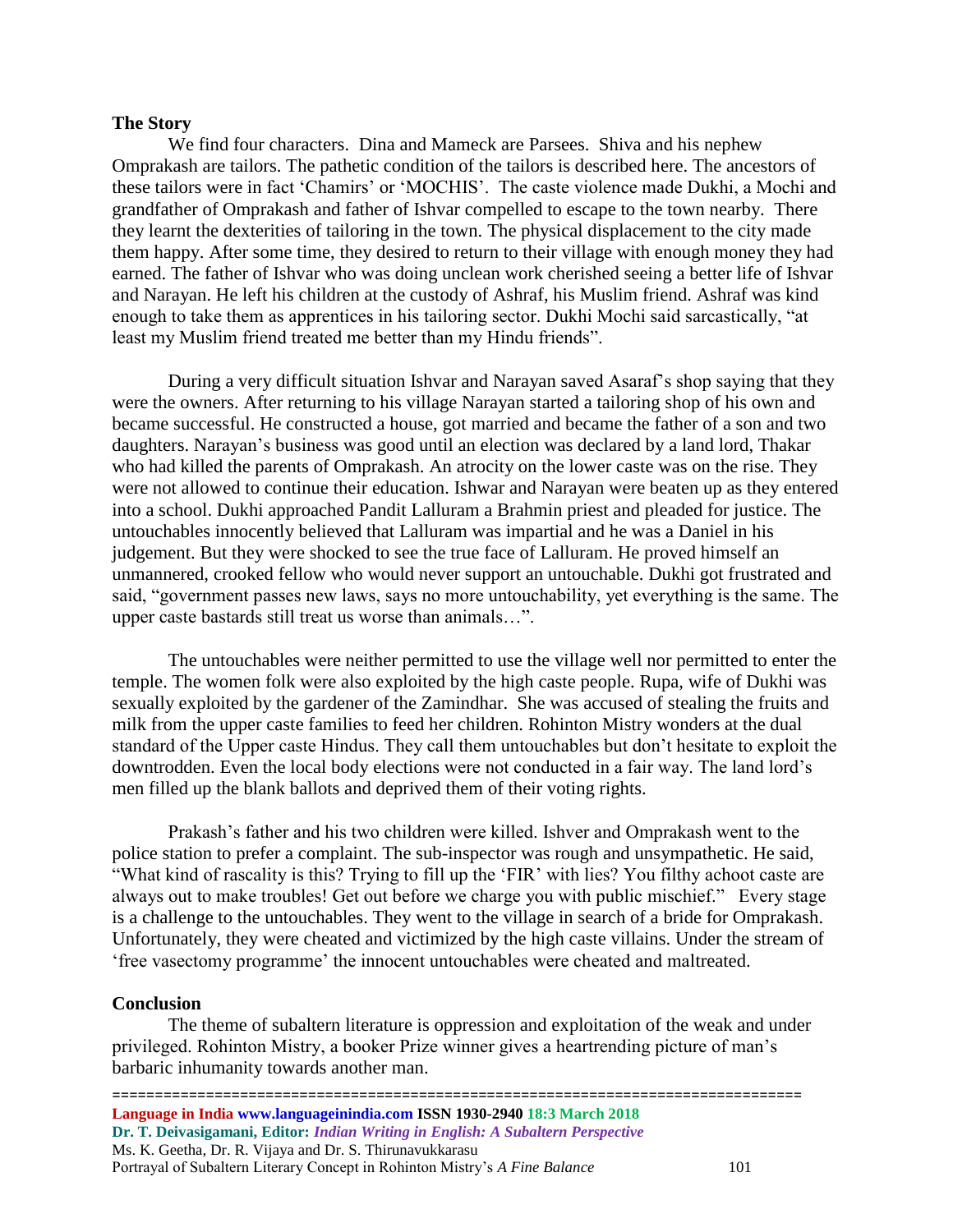**The Story**

We find four characters. Dina and Mameck are Parsees. Shiva and his nephew Omprakash are tailors. The pathetic condition of the tailors is described here. The ancestors of these tailors were in fact 'Chamirs' or 'MOCHIS'. The caste violence made Dukhi, a Mochi and grandfather of Omprakash and father of Ishvar compelled to escape to the town nearby. There they learnt the dexterities of tailoring in the town. The physical displacement to the city made them happy. After some time, they desired to return to their village with enough money they had earned. The father of Ishvar who was doing unclean work cherished seeing a better life of Ishvar and Narayan. He left his children at the custody of Ashraf, his Muslim friend. Ashraf was kind enough to take them as apprentices in his tailoring sector. Dukhi Mochi said sarcastically, "at least my Muslim friend treated me better than my Hindu friends".

During a very difficult situation Ishvar and Narayan saved Asaraf's shop saying that they were the owners. After returning to his village Narayan started a tailoring shop of his own and became successful. He constructed a house, got married and became the father of a son and two daughters. Narayan's business was good until an election was declared by a land lord, Thakar who had killed the parents of Omprakash. An atrocity on the lower caste was on the rise. They were not allowed to continue their education. Ishwar and Narayan were beaten up as they entered into a school. Dukhi approached Pandit Lalluram a Brahmin priest and pleaded for justice. The untouchables innocently believed that Lalluram was impartial and he was a Daniel in his judgement. But they were shocked to see the true face of Lalluram. He proved himself an unmannered, crooked fellow who would never support an untouchable. Dukhi got frustrated and said, "government passes new laws, says no more untouchability, yet everything is the same. The upper caste bastards still treat us worse than animals…".

The untouchables were neither permitted to use the village well nor permitted to enter the temple. The women folk were also exploited by the high caste people. Rupa, wife of Dukhi was sexually exploited by the gardener of the Zamindhar. She was accused of stealing the fruits and milk from the upper caste families to feed her children. Rohinton Mistry wonders at the dual standard of the Upper caste Hindus. They call them untouchables but don't hesitate to exploit the downtrodden. Even the local body elections were not conducted in a fair way. The land lord's men filled up the blank ballots and deprived them of their voting rights.

Prakash's father and his two children were killed. Ishver and Omprakash went to the police station to prefer a complaint. The sub-inspector was rough and unsympathetic. He said, "What kind of rascality is this? Trying to fill up the 'FIR' with lies? You filthy achoot caste are always out to make troubles! Get out before we charge you with public mischief." Every stage is a challenge to the untouchables. They went to the village in search of a bride for Omprakash. Unfortunately, they were cheated and victimized by the high caste villains. Under the stream of 'free vasectomy programme' the innocent untouchables were cheated and maltreated.

**Conclusion**

The theme of subaltern literature is oppression and exploitation of the weak and under privileged. Rohinton Mistry, a booker Prize winner gives a heartrending picture of man's barbaric inhumanity towards another man.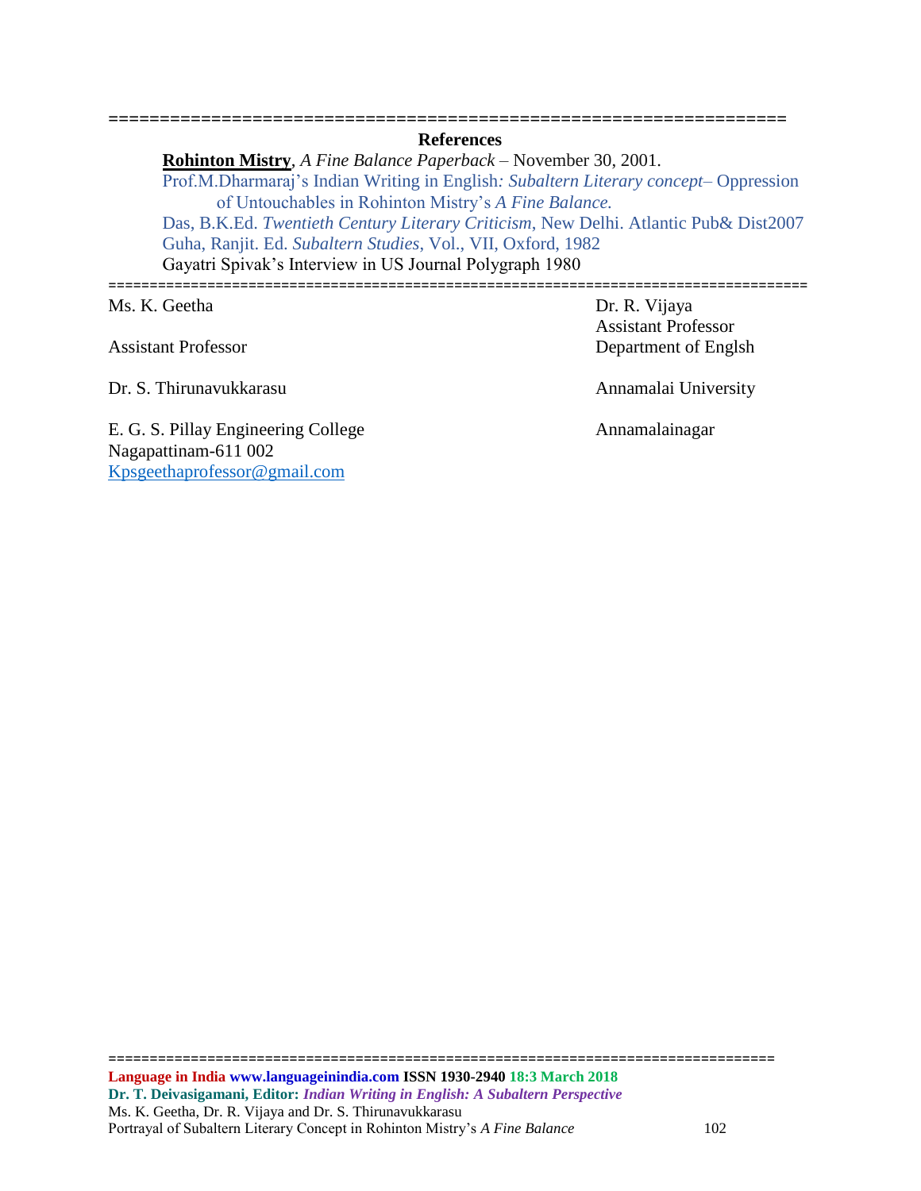================================================================

## References

**Rohinton Mistry**, *A Fine Balance Paperback* – November 30, 2001.

Prof.M.Dharmaraj's Indian Writing in English*: Subaltern Literary concept*– Oppression of Untouchables in Rohinton Mistry's *A Fine Balance.*

Das, B.K.Ed. *Twentieth Century Literary Criticism*, New Delhi. Atlantic Pub& Dist2007

Guha, Ranjit. Ed. *Subaltern Studies*, Vol., VII, Oxford, 1982

Gayatri Spivak's Interview in US Journal Polygraph 1980

====================================================================================

Ms. K. Geetha

Assistant Professor

Dr. S. Thirunavukkarasu

E. G. S. Pillay Engineering College
Nagapattinam-611 002
Kpsgeethaprofessor@gmail.com

Dr. R. Vijaya
Assistant Professor
Department of Englsh

Annamalai University

Annamalainagar